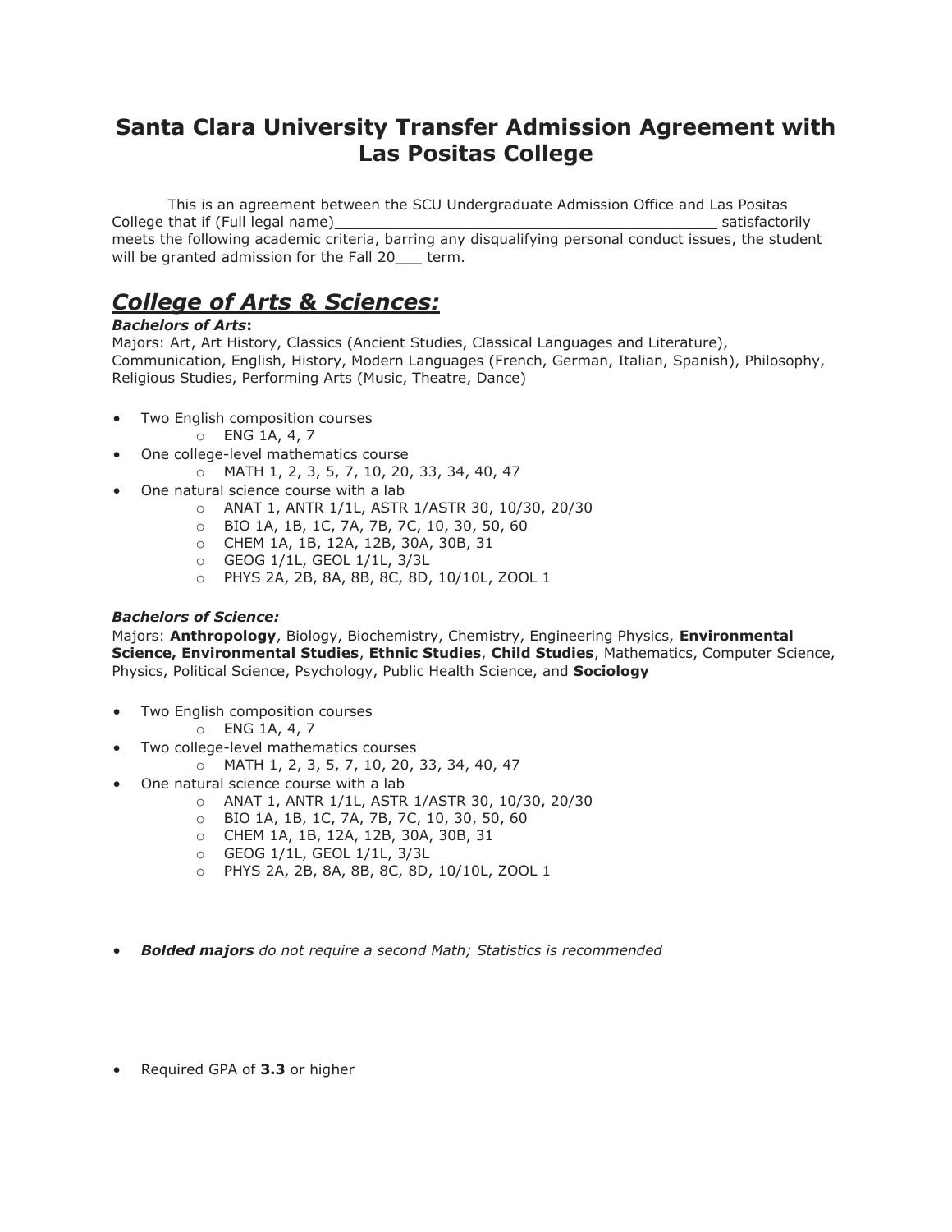# Santa Clara University Transfer Admission Agreement with Las Positas College

This is an agreement between the SCU Undergraduate Admission Office and Las Positas College that if (Full legal name)__________________________________________ satisfactorily meets the following academic criteria, barring any disqualifying personal conduct issues, the student will be granted admission for the Fall 20___ term.

## ***College of Arts & Sciences:***

***Bachelors of Arts*:**
Majors: Art, Art History, Classics (Ancient Studies, Classical Languages and Literature), Communication, English, History, Modern Languages (French, German, Italian, Spanish), Philosophy, Religious Studies, Performing Arts (Music, Theatre, Dance)

- Two English composition courses
  - ENG 1A, 4, 7
- One college-level mathematics course
  - MATH 1, 2, 3, 5, 7, 10, 20, 33, 34, 40, 47
- One natural science course with a lab
  - ANAT 1, ANTR 1/1L, ASTR 1/ASTR 30, 10/30, 20/30
  - BIO 1A, 1B, 1C, 7A, 7B, 7C, 10, 30, 50, 60
  - CHEM 1A, 1B, 12A, 12B, 30A, 30B, 31
  - GEOG 1/1L, GEOL 1/1L, 3/3L
  - PHYS 2A, 2B, 8A, 8B, 8C, 8D, 10/10L, ZOOL 1

***Bachelors of Science:***
Majors: **Anthropology**, Biology, Biochemistry, Chemistry, Engineering Physics, **Environmental Science, Environmental Studies**, **Ethnic Studies**, **Child Studies**, Mathematics, Computer Science, Physics, Political Science, Psychology, Public Health Science, and **Sociology**

- Two English composition courses
  - ENG 1A, 4, 7
- Two college-level mathematics courses
  - MATH 1, 2, 3, 5, 7, 10, 20, 33, 34, 40, 47
- One natural science course with a lab
  - ANAT 1, ANTR 1/1L, ASTR 1/ASTR 30, 10/30, 20/30
  - BIO 1A, 1B, 1C, 7A, 7B, 7C, 10, 30, 50, 60
  - CHEM 1A, 1B, 12A, 12B, 30A, 30B, 31
  - GEOG 1/1L, GEOL 1/1L, 3/3L
  - PHYS 2A, 2B, 8A, 8B, 8C, 8D, 10/10L, ZOOL 1

- ***Bolded majors** do not require a second Math; Statistics is recommended*

- Required GPA of **3.3** or higher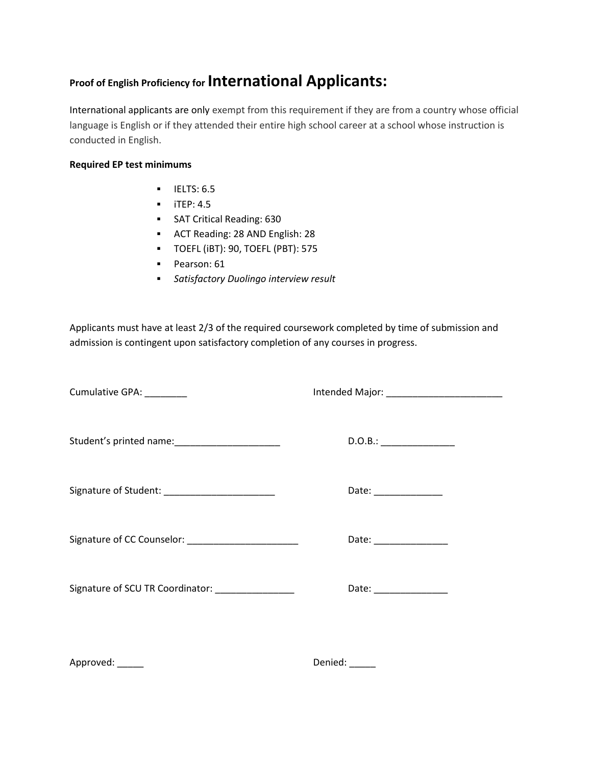## Proof of English Proficiency for International Applicants:

International applicants are only exempt from this requirement if they are from a country whose official language is English or if they attended their entire high school career at a school whose instruction is conducted in English.

**Required EP test minimums**

- IELTS: 6.5
- iTEP: 4.5
- SAT Critical Reading: 630
- ACT Reading: 28 AND English: 28
- TOEFL (iBT): 90, TOEFL (PBT): 575
- Pearson: 61
- *Satisfactory Duolingo interview result*

Applicants must have at least 2/3 of the required coursework completed by time of submission and admission is contingent upon satisfactory completion of any courses in progress.

Cumulative GPA: ________ Intended Major: ______________________

Student's printed name:____________________ D.O.B.: ______________

Signature of Student: _____________________ Date: _____________

Signature of CC Counselor: _____________________ Date: ______________

Signature of SCU TR Coordinator: _______________ Date: ______________

Approved: _____ Denied: _____